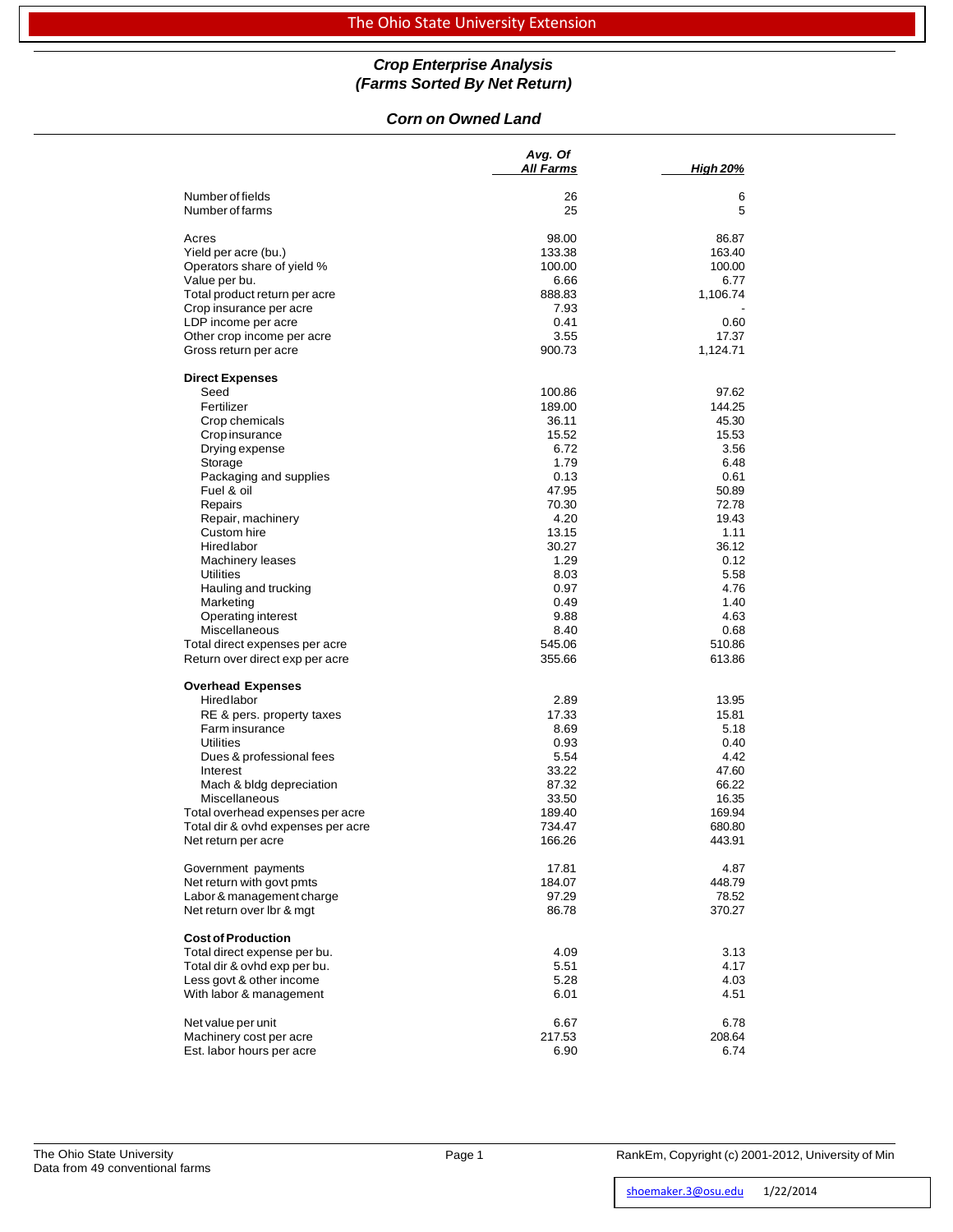## Crop Enterprise Analysis
## (Farms Sorted By Net Return)

### Corn on Owned Land

| | Avg. Of All Farms | High 20% |
|---|---|---|
| Number of fields | 26 | 6 |
| Number of farms | 25 | 5 |
| | | |
| Acres | 98.00 | 86.87 |
| Yield per acre (bu.) | 133.38 | 163.40 |
| Operators share of yield % | 100.00 | 100.00 |
| Value per bu. | 6.66 | 6.77 |
| Total product return per acre | 888.83 | 1,106.74 |
| Crop insurance per acre | 7.93 | - |
| LDP income per acre | 0.41 | 0.60 |
| Other crop income per acre | 3.55 | 17.37 |
| Gross return per acre | 900.73 | 1,124.71 |
| | | |
| **Direct Expenses** | | |
| Seed | 100.86 | 97.62 |
| Fertilizer | 189.00 | 144.25 |
| Crop chemicals | 36.11 | 45.30 |
| Crop insurance | 15.52 | 15.53 |
| Drying expense | 6.72 | 3.56 |
| Storage | 1.79 | 6.48 |
| Packaging and supplies | 0.13 | 0.61 |
| Fuel & oil | 47.95 | 50.89 |
| Repairs | 70.30 | 72.78 |
| Repair, machinery | 4.20 | 19.43 |
| Custom hire | 13.15 | 1.11 |
| Hired labor | 30.27 | 36.12 |
| Machinery leases | 1.29 | 0.12 |
| Utilities | 8.03 | 5.58 |
| Hauling and trucking | 0.97 | 4.76 |
| Marketing | 0.49 | 1.40 |
| Operating interest | 9.88 | 4.63 |
| Miscellaneous | 8.40 | 0.68 |
| Total direct expenses per acre | 545.06 | 510.86 |
| Return over direct exp per acre | 355.66 | 613.86 |
| | | |
| **Overhead Expenses** | | |
| Hired labor | 2.89 | 13.95 |
| RE & pers. property taxes | 17.33 | 15.81 |
| Farm insurance | 8.69 | 5.18 |
| Utilities | 0.93 | 0.40 |
| Dues & professional fees | 5.54 | 4.42 |
| Interest | 33.22 | 47.60 |
| Mach & bldg depreciation | 87.32 | 66.22 |
| Miscellaneous | 33.50 | 16.35 |
| Total overhead expenses per acre | 189.40 | 169.94 |
| Total dir & ovhd expenses per acre | 734.47 | 680.80 |
| Net return per acre | 166.26 | 443.91 |
| | | |
| Government payments | 17.81 | 4.87 |
| Net return with govt pmts | 184.07 | 448.79 |
| Labor & management charge | 97.29 | 78.52 |
| Net return over lbr & mgt | 86.78 | 370.27 |
| | | |
| **Cost of Production** | | |
| Total direct expense per bu. | 4.09 | 3.13 |
| Total dir & ovhd exp per bu. | 5.51 | 4.17 |
| Less govt & other income | 5.28 | 4.03 |
| With labor & management | 6.01 | 4.51 |
| | | |
| Net value per unit | 6.67 | 6.78 |
| Machinery cost per acre | 217.53 | 208.64 |
| Est. labor hours per acre | 6.90 | 6.74 |

The Ohio State University
Data from 49 conventional farms

RankEm, Copyright (c) 2001-2012, University of Min

shoemaker.3@osu.edu 1/22/2014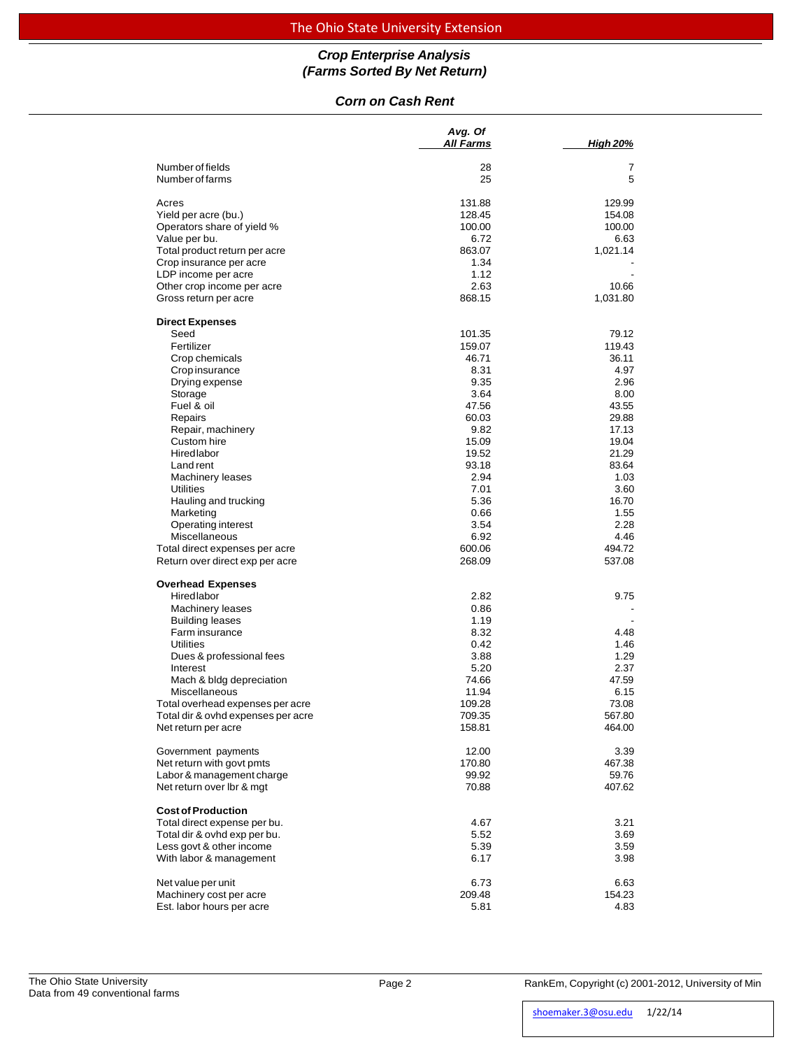## The Ohio State University Extension

### *Crop Enterprise Analysis*
### *(Farms Sorted By Net Return)*

### *Corn on Cash Rent*

| | *Avg. Of All Farms* | *High 20%* |
|---|---|---|
| Number of fields | 28 | 7 |
| Number of farms | 25 | 5 |
| | | |
| Acres | 131.88 | 129.99 |
| Yield per acre (bu.) | 128.45 | 154.08 |
| Operators share of yield % | 100.00 | 100.00 |
| Value per bu. | 6.72 | 6.63 |
| Total product return per acre | 863.07 | 1,021.14 |
| Crop insurance per acre | 1.34 | - |
| LDP income per acre | 1.12 | - |
| Other crop income per acre | 2.63 | 10.66 |
| Gross return per acre | 868.15 | 1,031.80 |
| | | |
| **Direct Expenses** | | |
| Seed | 101.35 | 79.12 |
| Fertilizer | 159.07 | 119.43 |
| Crop chemicals | 46.71 | 36.11 |
| Crop insurance | 8.31 | 4.97 |
| Drying expense | 9.35 | 2.96 |
| Storage | 3.64 | 8.00 |
| Fuel & oil | 47.56 | 43.55 |
| Repairs | 60.03 | 29.88 |
| Repair, machinery | 9.82 | 17.13 |
| Custom hire | 15.09 | 19.04 |
| Hired labor | 19.52 | 21.29 |
| Land rent | 93.18 | 83.64 |
| Machinery leases | 2.94 | 1.03 |
| Utilities | 7.01 | 3.60 |
| Hauling and trucking | 5.36 | 16.70 |
| Marketing | 0.66 | 1.55 |
| Operating interest | 3.54 | 2.28 |
| Miscellaneous | 6.92 | 4.46 |
| Total direct expenses per acre | 600.06 | 494.72 |
| Return over direct exp per acre | 268.09 | 537.08 |
| | | |
| **Overhead Expenses** | | |
| Hired labor | 2.82 | 9.75 |
| Machinery leases | 0.86 | - |
| Building leases | 1.19 | - |
| Farm insurance | 8.32 | 4.48 |
| Utilities | 0.42 | 1.46 |
| Dues & professional fees | 3.88 | 1.29 |
| Interest | 5.20 | 2.37 |
| Mach & bldg depreciation | 74.66 | 47.59 |
| Miscellaneous | 11.94 | 6.15 |
| Total overhead expenses per acre | 109.28 | 73.08 |
| Total dir & ovhd expenses per acre | 709.35 | 567.80 |
| Net return per acre | 158.81 | 464.00 |
| | | |
| Government payments | 12.00 | 3.39 |
| Net return with govt pmts | 170.80 | 467.38 |
| Labor & management charge | 99.92 | 59.76 |
| Net return over lbr & mgt | 70.88 | 407.62 |
| | | |
| **Cost of Production** | | |
| Total direct expense per bu. | 4.67 | 3.21 |
| Total dir & ovhd exp per bu. | 5.52 | 3.69 |
| Less govt & other income | 5.39 | 3.59 |
| With labor & management | 6.17 | 3.98 |
| | | |
| Net value per unit | 6.73 | 6.63 |
| Machinery cost per acre | 209.48 | 154.23 |
| Est. labor hours per acre | 5.81 | 4.83 |

The Ohio State University
Data from 49 conventional farms

RankEm, Copyright (c) 2001-2012, University of Min

shoemaker.3@osu.edu 1/22/14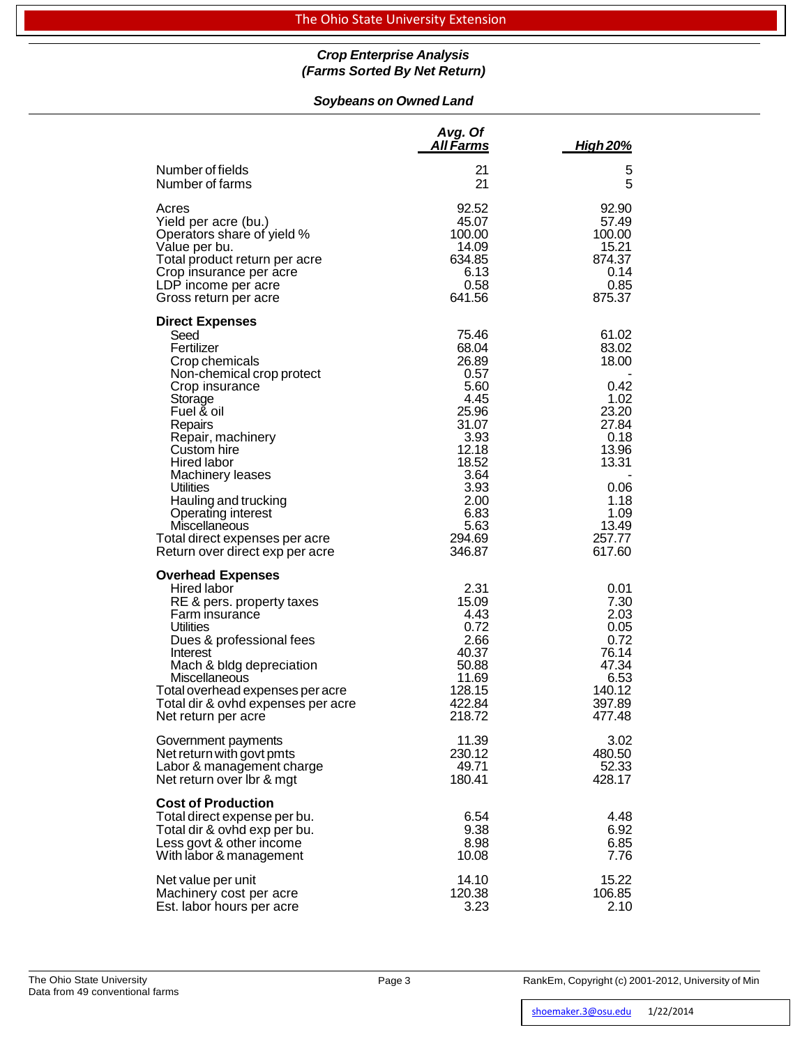## *Crop Enterprise Analysis*
## *(Farms Sorted By Net Return)*

### *Soybeans on Owned Land*

| | Avg. Of All Farms | High 20% |
|---|---|---|
| Number of fields | 21 | 5 |
| Number of farms | 21 | 5 |
| Acres | 92.52 | 92.90 |
| Yield per acre (bu.) | 45.07 | 57.49 |
| Operators share of yield % | 100.00 | 100.00 |
| Value per bu. | 14.09 | 15.21 |
| Total product return per acre | 634.85 | 874.37 |
| Crop insurance per acre | 6.13 | 0.14 |
| LDP income per acre | 0.58 | 0.85 |
| Gross return per acre | 641.56 | 875.37 |
| **Direct Expenses** | | |
| Seed | 75.46 | 61.02 |
| Fertilizer | 68.04 | 83.02 |
| Crop chemicals | 26.89 | 18.00 |
| Non-chemical crop protect | 0.57 | - |
| Crop insurance | 5.60 | 0.42 |
| Storage | 4.45 | 1.02 |
| Fuel & oil | 25.96 | 23.20 |
| Repairs | 31.07 | 27.84 |
| Repair, machinery | 3.93 | 0.18 |
| Custom hire | 12.18 | 13.96 |
| Hired labor | 18.52 | 13.31 |
| Machinery leases | 3.64 | - |
| Utilities | 3.93 | 0.06 |
| Hauling and trucking | 2.00 | 1.18 |
| Operating interest | 6.83 | 1.09 |
| Miscellaneous | 5.63 | 13.49 |
| Total direct expenses per acre | 294.69 | 257.77 |
| Return over direct exp per acre | 346.87 | 617.60 |
| **Overhead Expenses** | | |
| Hired labor | 2.31 | 0.01 |
| RE & pers. property taxes | 15.09 | 7.30 |
| Farm insurance | 4.43 | 2.03 |
| Utilities | 0.72 | 0.05 |
| Dues & professional fees | 2.66 | 0.72 |
| Interest | 40.37 | 76.14 |
| Mach & bldg depreciation | 50.88 | 47.34 |
| Miscellaneous | 11.69 | 6.53 |
| Total overhead expenses per acre | 128.15 | 140.12 |
| Total dir & ovhd expenses per acre | 422.84 | 397.89 |
| Net return per acre | 218.72 | 477.48 |
| Government payments | 11.39 | 3.02 |
| Net return with govt pmts | 230.12 | 480.50 |
| Labor & management charge | 49.71 | 52.33 |
| Net return over lbr & mgt | 180.41 | 428.17 |
| **Cost of Production** | | |
| Total direct expense per bu. | 6.54 | 4.48 |
| Total dir & ovhd exp per bu. | 9.38 | 6.92 |
| Less govt & other income | 8.98 | 6.85 |
| With labor & management | 10.08 | 7.76 |
| Net value per unit | 14.10 | 15.22 |
| Machinery cost per acre | 120.38 | 106.85 |
| Est. labor hours per acre | 3.23 | 2.10 |

The Ohio State University
Data from 49 conventional farms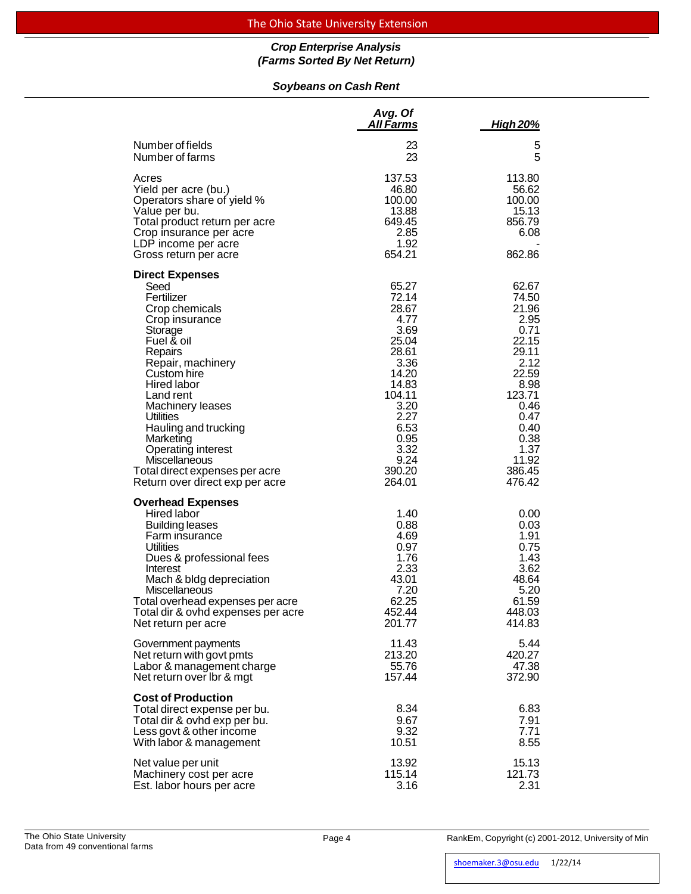*Crop Enterprise Analysis*
*(Farms Sorted By Net Return)*

***Soybeans on Cash Rent***

| | Avg. Of All Farms | High 20% |
|---|---|---|
| Number of fields | 23 | 5 |
| Number of farms | 23 | 5 |
| Acres | 137.53 | 113.80 |
| Yield per acre (bu.) | 46.80 | 56.62 |
| Operators share of yield % | 100.00 | 100.00 |
| Value per bu. | 13.88 | 15.13 |
| Total product return per acre | 649.45 | 856.79 |
| Crop insurance per acre | 2.85 | 6.08 |
| LDP income per acre | 1.92 | - |
| Gross return per acre | 654.21 | 862.86 |
| **Direct Expenses** | | |
| Seed | 65.27 | 62.67 |
| Fertilizer | 72.14 | 74.50 |
| Crop chemicals | 28.67 | 21.96 |
| Crop insurance | 4.77 | 2.95 |
| Storage | 3.69 | 0.71 |
| Fuel & oil | 25.04 | 22.15 |
| Repairs | 28.61 | 29.11 |
| Repair, machinery | 3.36 | 2.12 |
| Custom hire | 14.20 | 22.59 |
| Hired labor | 14.83 | 8.98 |
| Land rent | 104.11 | 123.71 |
| Machinery leases | 3.20 | 0.46 |
| Utilities | 2.27 | 0.47 |
| Hauling and trucking | 6.53 | 0.40 |
| Marketing | 0.95 | 0.38 |
| Operating interest | 3.32 | 1.37 |
| Miscellaneous | 9.24 | 11.92 |
| Total direct expenses per acre | 390.20 | 386.45 |
| Return over direct exp per acre | 264.01 | 476.42 |
| **Overhead Expenses** | | |
| Hired labor | 1.40 | 0.00 |
| Building leases | 0.88 | 0.03 |
| Farm insurance | 4.69 | 1.91 |
| Utilities | 0.97 | 0.75 |
| Dues & professional fees | 1.76 | 1.43 |
| Interest | 2.33 | 3.62 |
| Mach & bldg depreciation | 43.01 | 48.64 |
| Miscellaneous | 7.20 | 5.20 |
| Total overhead expenses per acre | 62.25 | 61.59 |
| Total dir & ovhd expenses per acre | 452.44 | 448.03 |
| Net return per acre | 201.77 | 414.83 |
| Government payments | 11.43 | 5.44 |
| Net return with govt pmts | 213.20 | 420.27 |
| Labor & management charge | 55.76 | 47.38 |
| Net return over lbr & mgt | 157.44 | 372.90 |
| **Cost of Production** | | |
| Total direct expense per bu. | 8.34 | 6.83 |
| Total dir & ovhd exp per bu. | 9.67 | 7.91 |
| Less govt & other income | 9.32 | 7.71 |
| With labor & management | 10.51 | 8.55 |
| Net value per unit | 13.92 | 15.13 |
| Machinery cost per acre | 115.14 | 121.73 |
| Est. labor hours per acre | 3.16 | 2.31 |

The Ohio State University
Data from 49 conventional farms

RankEm, Copyright (c) 2001-2012, University of Min

shoemaker.3@osu.edu 1/22/14